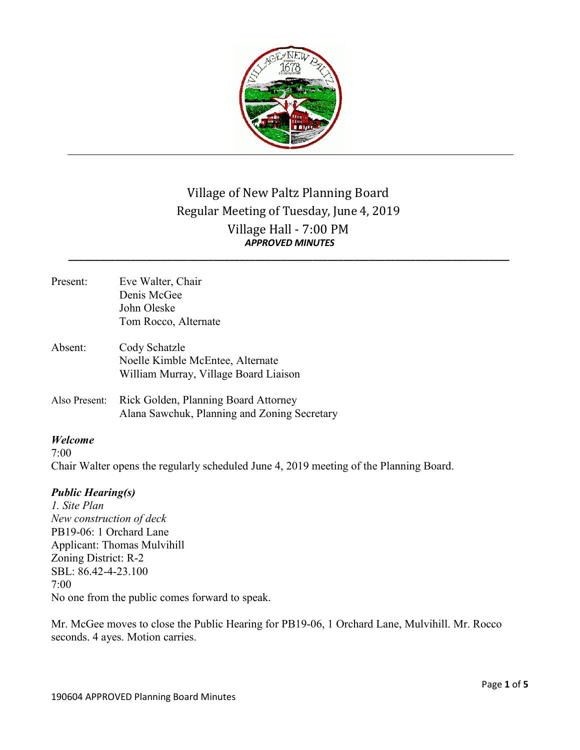# Village of New Paltz Planning Board
## Regular Meeting of Tuesday, June 4, 2019
## Village Hall - 7:00 PM
***APPROVED MINUTES***

---

| | |
|---|---|
| Present: | Eve Walter, Chair<br>Denis McGee<br>John Oleske<br>Tom Rocco, Alternate |
| Absent: | Cody Schatzle<br>Noelle Kimble McEntee, Alternate<br>William Murray, Village Board Liaison |
| Also Present: | Rick Golden, Planning Board Attorney<br>Alana Sawchuk, Planning and Zoning Secretary |

***Welcome***

7:00

Chair Walter opens the regularly scheduled June 4, 2019 meeting of the Planning Board.

***Public Hearing(s)***

*1. Site Plan*
*New construction of deck*
PB19-06: 1 Orchard Lane
Applicant: Thomas Mulvihill
Zoning District: R-2
SBL: 86.42-4-23.100
7:00
No one from the public comes forward to speak.

Mr. McGee moves to close the Public Hearing for PB19-06, 1 Orchard Lane, Mulvihill. Mr. Rocco seconds. 4 ayes. Motion carries.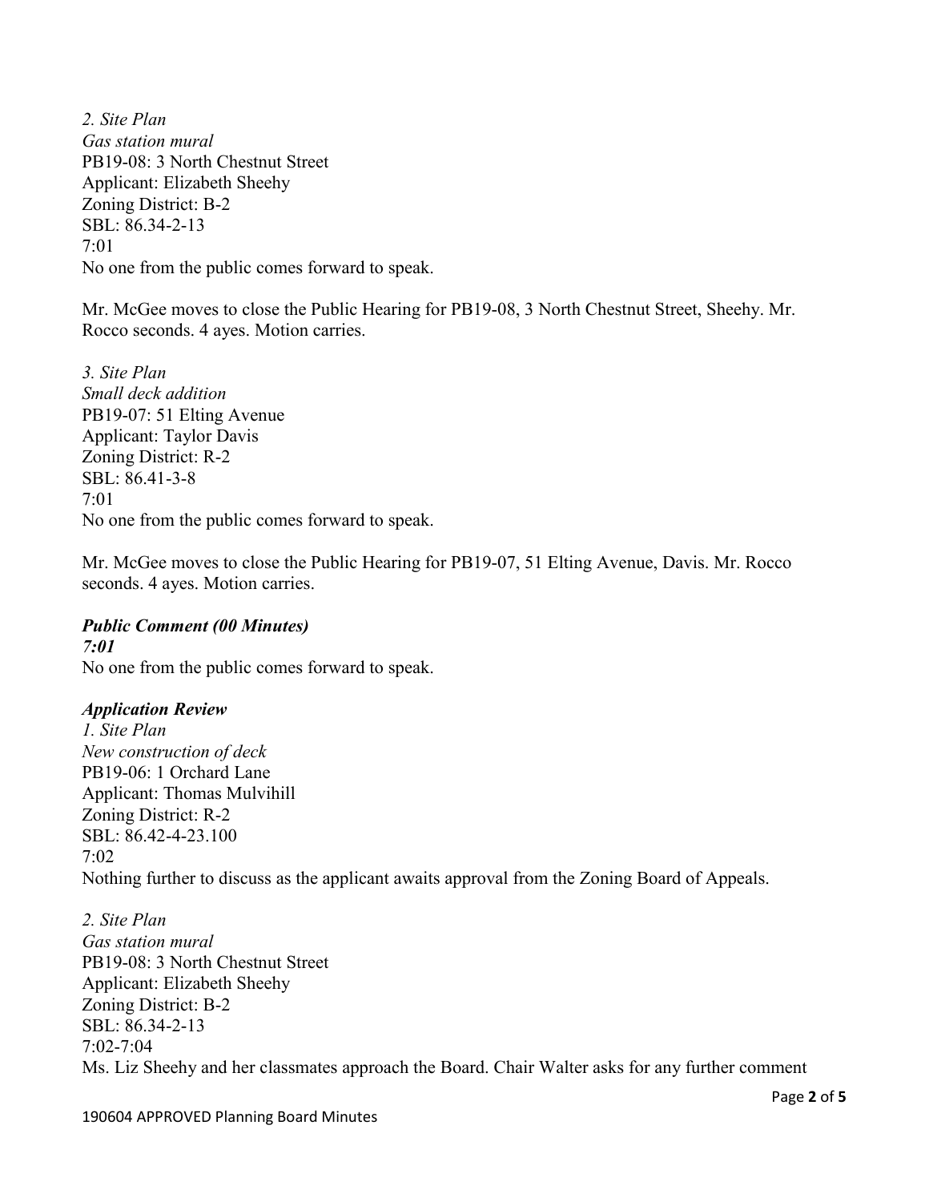*2. Site Plan*
*Gas station mural*
PB19-08: 3 North Chestnut Street
Applicant: Elizabeth Sheehy
Zoning District: B-2
SBL: 86.34-2-13
7:01
No one from the public comes forward to speak.

Mr. McGee moves to close the Public Hearing for PB19-08, 3 North Chestnut Street, Sheehy. Mr. Rocco seconds. 4 ayes. Motion carries.

*3. Site Plan*
*Small deck addition*
PB19-07: 51 Elting Avenue
Applicant: Taylor Davis
Zoning District: R-2
SBL: 86.41-3-8
7:01
No one from the public comes forward to speak.

Mr. McGee moves to close the Public Hearing for PB19-07, 51 Elting Avenue, Davis. Mr. Rocco seconds. 4 ayes. Motion carries.

***Public Comment (00 Minutes)***
***7:01***
No one from the public comes forward to speak.

***Application Review***
*1. Site Plan*
*New construction of deck*
PB19-06: 1 Orchard Lane
Applicant: Thomas Mulvihill
Zoning District: R-2
SBL: 86.42-4-23.100
7:02
Nothing further to discuss as the applicant awaits approval from the Zoning Board of Appeals.

*2. Site Plan*
*Gas station mural*
PB19-08: 3 North Chestnut Street
Applicant: Elizabeth Sheehy
Zoning District: B-2
SBL: 86.34-2-13
7:02-7:04
Ms. Liz Sheehy and her classmates approach the Board. Chair Walter asks for any further comment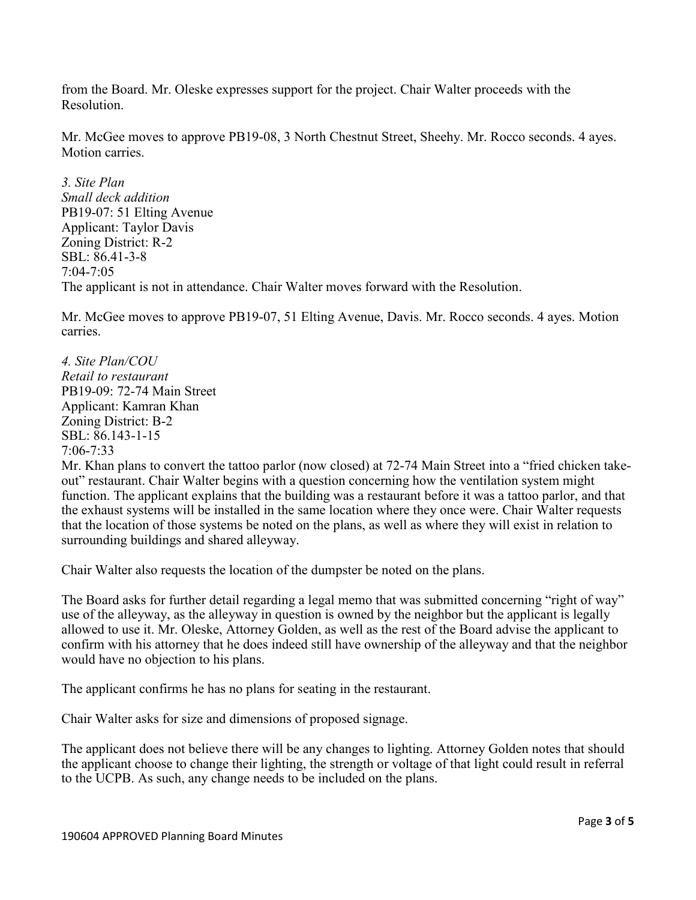from the Board. Mr. Oleske expresses support for the project. Chair Walter proceeds with the Resolution.

Mr. McGee moves to approve PB19-08, 3 North Chestnut Street, Sheehy. Mr. Rocco seconds. 4 ayes. Motion carries.

*3. Site Plan*
*Small deck addition*
PB19-07: 51 Elting Avenue
Applicant: Taylor Davis
Zoning District: R-2
SBL: 86.41-3-8
7:04-7:05
The applicant is not in attendance. Chair Walter moves forward with the Resolution.

Mr. McGee moves to approve PB19-07, 51 Elting Avenue, Davis. Mr. Rocco seconds. 4 ayes. Motion carries.

*4. Site Plan/COU*
*Retail to restaurant*
PB19-09: 72-74 Main Street
Applicant: Kamran Khan
Zoning District: B-2
SBL: 86.143-1-15
7:06-7:33
Mr. Khan plans to convert the tattoo parlor (now closed) at 72-74 Main Street into a "fried chicken take-out" restaurant. Chair Walter begins with a question concerning how the ventilation system might function. The applicant explains that the building was a restaurant before it was a tattoo parlor, and that the exhaust systems will be installed in the same location where they once were. Chair Walter requests that the location of those systems be noted on the plans, as well as where they will exist in relation to surrounding buildings and shared alleyway.

Chair Walter also requests the location of the dumpster be noted on the plans.

The Board asks for further detail regarding a legal memo that was submitted concerning "right of way" use of the alleyway, as the alleyway in question is owned by the neighbor but the applicant is legally allowed to use it. Mr. Oleske, Attorney Golden, as well as the rest of the Board advise the applicant to confirm with his attorney that he does indeed still have ownership of the alleyway and that the neighbor would have no objection to his plans.

The applicant confirms he has no plans for seating in the restaurant.

Chair Walter asks for size and dimensions of proposed signage.

The applicant does not believe there will be any changes to lighting. Attorney Golden notes that should the applicant choose to change their lighting, the strength or voltage of that light could result in referral to the UCPB. As such, any change needs to be included on the plans.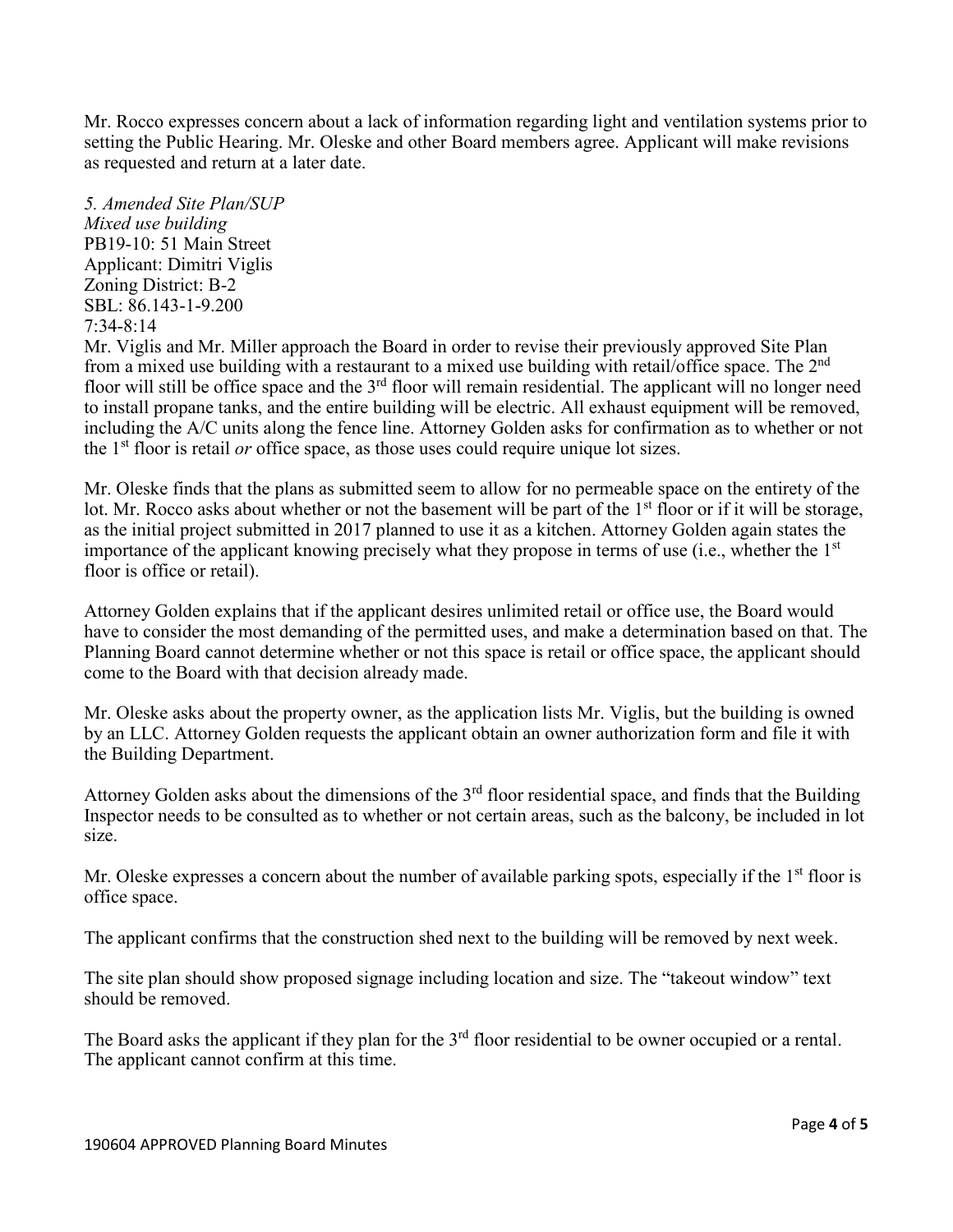Mr. Rocco expresses concern about a lack of information regarding light and ventilation systems prior to setting the Public Hearing. Mr. Oleske and other Board members agree. Applicant will make revisions as requested and return at a later date.

*5. Amended Site Plan/SUP*
*Mixed use building*
PB19-10: 51 Main Street
Applicant: Dimitri Viglis
Zoning District: B-2
SBL: 86.143-1-9.200
7:34-8:14

Mr. Viglis and Mr. Miller approach the Board in order to revise their previously approved Site Plan from a mixed use building with a restaurant to a mixed use building with retail/office space. The 2nd floor will still be office space and the 3rd floor will remain residential. The applicant will no longer need to install propane tanks, and the entire building will be electric. All exhaust equipment will be removed, including the A/C units along the fence line. Attorney Golden asks for confirmation as to whether or not the 1st floor is retail *or* office space, as those uses could require unique lot sizes.

Mr. Oleske finds that the plans as submitted seem to allow for no permeable space on the entirety of the lot. Mr. Rocco asks about whether or not the basement will be part of the 1st floor or if it will be storage, as the initial project submitted in 2017 planned to use it as a kitchen. Attorney Golden again states the importance of the applicant knowing precisely what they propose in terms of use (i.e., whether the 1st floor is office or retail).

Attorney Golden explains that if the applicant desires unlimited retail or office use, the Board would have to consider the most demanding of the permitted uses, and make a determination based on that. The Planning Board cannot determine whether or not this space is retail or office space, the applicant should come to the Board with that decision already made.

Mr. Oleske asks about the property owner, as the application lists Mr. Viglis, but the building is owned by an LLC. Attorney Golden requests the applicant obtain an owner authorization form and file it with the Building Department.

Attorney Golden asks about the dimensions of the 3rd floor residential space, and finds that the Building Inspector needs to be consulted as to whether or not certain areas, such as the balcony, be included in lot size.

Mr. Oleske expresses a concern about the number of available parking spots, especially if the 1st floor is office space.

The applicant confirms that the construction shed next to the building will be removed by next week.

The site plan should show proposed signage including location and size. The "takeout window" text should be removed.

The Board asks the applicant if they plan for the 3rd floor residential to be owner occupied or a rental. The applicant cannot confirm at this time.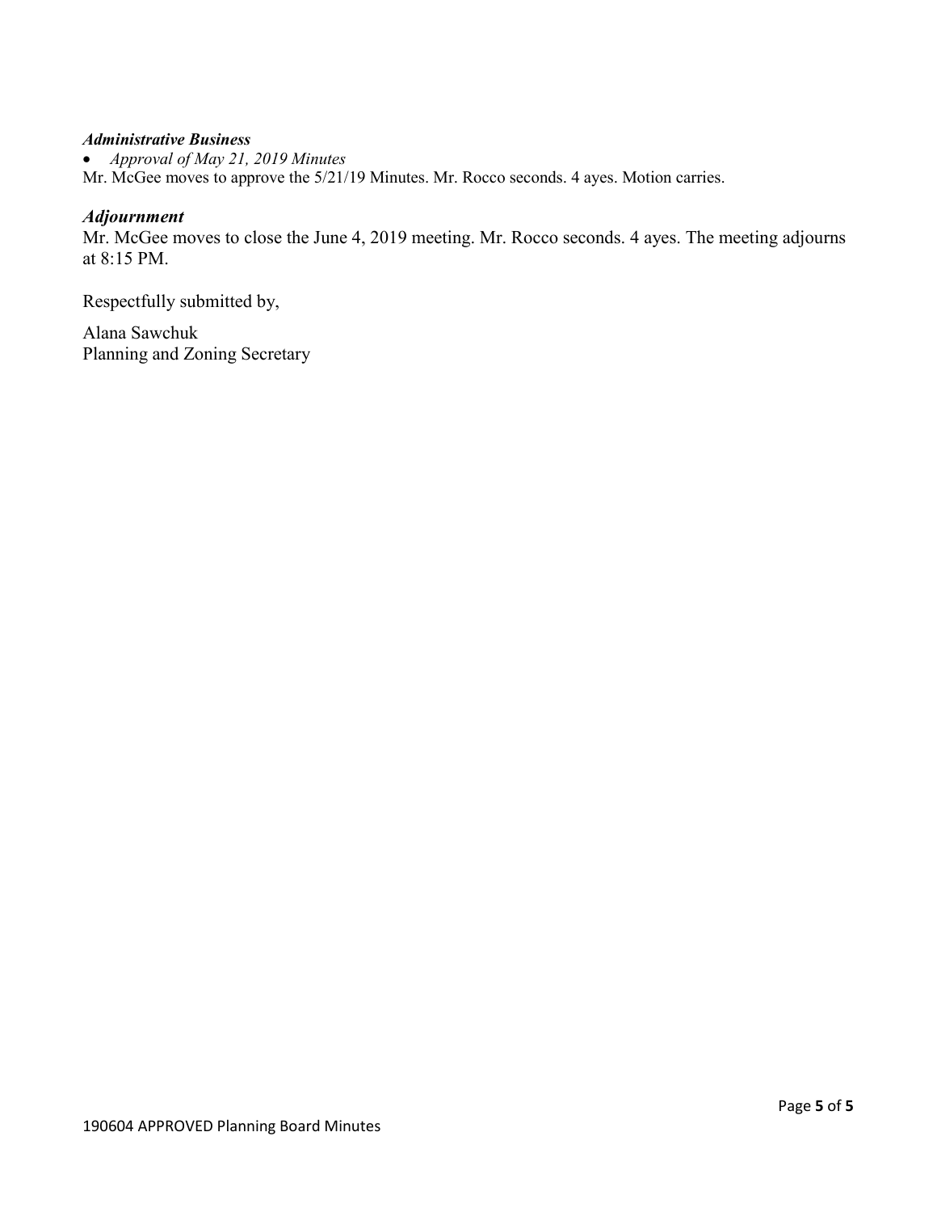***Administrative Business***

- *Approval of May 21, 2019 Minutes*

Mr. McGee moves to approve the 5/21/19 Minutes. Mr. Rocco seconds. 4 ayes. Motion carries.

## *Adjournment*

Mr. McGee moves to close the June 4, 2019 meeting. Mr. Rocco seconds. 4 ayes. The meeting adjourns at 8:15 PM.

Respectfully submitted by,

Alana Sawchuk
Planning and Zoning Secretary